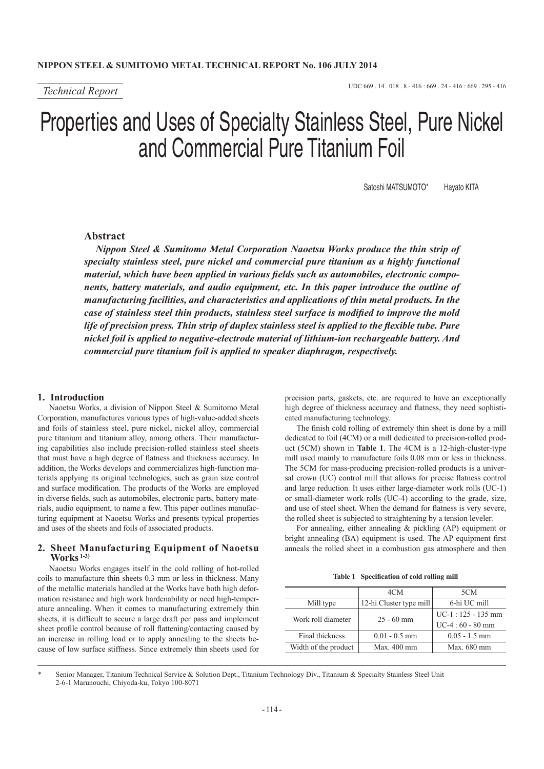*Technical Report*

UDC 669 . 14 . 018 . 8 - 416 : 669 . 24 - 416 : 669 . 295 - 416

# Properties and Uses of Specialty Stainless Steel, Pure Nickel and Commercial Pure Titanium Foil

Satoshi MATSUMOTO* Hayato KITA

## Abstract

***Nippon Steel & Sumitomo Metal Corporation Naoetsu Works produce the thin strip of specialty stainless steel, pure nickel and commercial pure titanium as a highly functional material, which have been applied in various fields such as automobiles, electronic components, battery materials, and audio equipment, etc. In this paper introduce the outline of manufacturing facilities, and characteristics and applications of thin metal products. In the case of stainless steel thin products, stainless steel surface is modified to improve the mold life of precision press. Thin strip of duplex stainless steel is applied to the flexible tube. Pure nickel foil is applied to negative-electrode material of lithium-ion rechargeable battery. And commercial pure titanium foil is applied to speaker diaphragm, respectively.***

## 1. Introduction

Naoetsu Works, a division of Nippon Steel & Sumitomo Metal Corporation, manufactures various types of high-value-added sheets and foils of stainless steel, pure nickel, nickel alloy, commercial pure titanium and titanium alloy, among others. Their manufacturing capabilities also include precision-rolled stainless steel sheets that must have a high degree of flatness and thickness accuracy. In addition, the Works develops and commercializes high-function materials applying its original technologies, such as grain size control and surface modification. The products of the Works are employed in diverse fields, such as automobiles, electronic parts, battery materials, audio equipment, to name a few. This paper outlines manufacturing equipment at Naoetsu Works and presents typical properties and uses of the sheets and foils of associated products.

## 2. Sheet Manufacturing Equipment of Naoetsu Works [1-3)]

Naoetsu Works engages itself in the cold rolling of hot-rolled coils to manufacture thin sheets 0.3 mm or less in thickness. Many of the metallic materials handled at the Works have both high deformation resistance and high work hardenability or need high-temperature annealing. When it comes to manufacturing extremely thin sheets, it is difficult to secure a large draft per pass and implement sheet profile control because of roll flattening/contacting caused by an increase in rolling load or to apply annealing to the sheets because of low surface stiffness. Since extremely thin sheets used for precision parts, gaskets, etc. are required to have an exceptionally high degree of thickness accuracy and flatness, they need sophisticated manufacturing technology.

The finish cold rolling of extremely thin sheet is done by a mill dedicated to foil (4CM) or a mill dedicated to precision-rolled product (5CM) shown in **Table 1**. The 4CM is a 12-high-cluster-type mill used mainly to manufacture foils 0.08 mm or less in thickness. The 5CM for mass-producing precision-rolled products is a universal crown (UC) control mill that allows for precise flatness control and large reduction. It uses either large-diameter work rolls (UC-1) or small-diameter work rolls (UC-4) according to the grade, size, and use of steel sheet. When the demand for flatness is very severe, the rolled sheet is subjected to straightening by a tension leveler.

For annealing, either annealing & pickling (AP) equipment or bright annealing (BA) equipment is used. The AP equipment first anneals the rolled sheet in a combustion gas atmosphere and then

**Table 1 Specification of cold rolling mill**

| | 4CM | 5CM |
|---|---|---|
| Mill type | 12-hi Cluster type mill | 6-hi UC mill |
| Work roll diameter | 25 - 60 mm | UC-1 : 125 - 135 mm<br>UC-4 : 60 - 80 mm |
| Final thickness | 0.01 - 0.5 mm | 0.05 - 1.5 mm |
| Width of the product | Max. 400 mm | Max. 680 mm |

\* Senior Manager, Titanium Technical Service & Solution Dept., Titanium Technology Div., Titanium & Specialty Stainless Steel Unit
2-6-1 Marunouchi, Chiyoda-ku, Tokyo 100-8071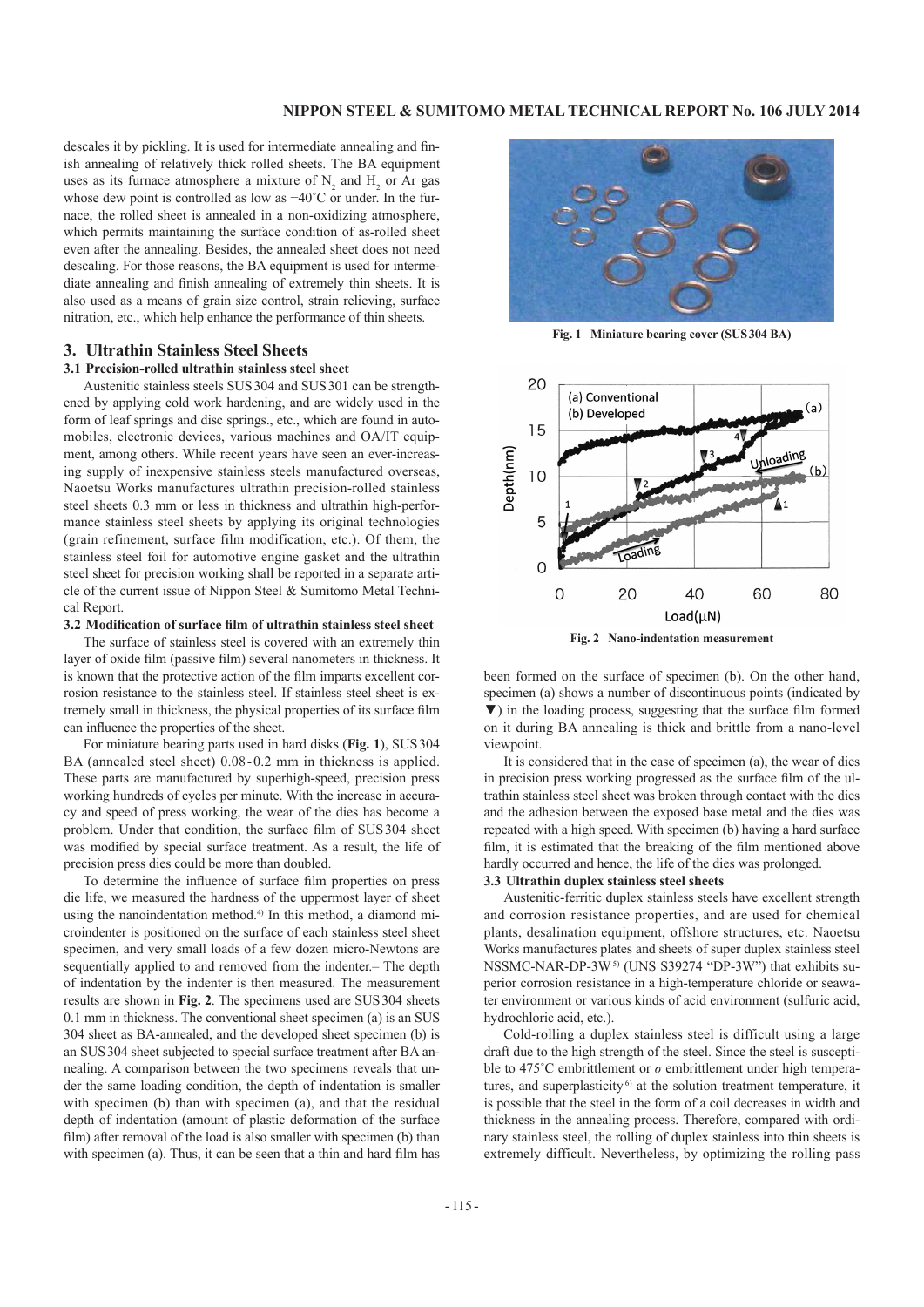descales it by pickling. It is used for intermediate annealing and finish annealing of relatively thick rolled sheets. The BA equipment uses as its furnace atmosphere a mixture of $N_2$ and $H_2$ or Ar gas whose dew point is controlled as low as −40˚C or under. In the furnace, the rolled sheet is annealed in a non-oxidizing atmosphere, which permits maintaining the surface condition of as-rolled sheet even after the annealing. Besides, the annealed sheet does not need descaling. For those reasons, the BA equipment is used for intermediate annealing and finish annealing of extremely thin sheets. It is also used as a means of grain size control, strain relieving, surface nitration, etc., which help enhance the performance of thin sheets.

## 3. Ultrathin Stainless Steel Sheets

### 3.1 Precision-rolled ultrathin stainless steel sheet

Austenitic stainless steels SUS 304 and SUS 301 can be strengthened by applying cold work hardening, and are widely used in the form of leaf springs and disc springs., etc., which are found in automobiles, electronic devices, various machines and OA/IT equipment, among others. While recent years have seen an ever-increasing supply of inexpensive stainless steels manufactured overseas, Naoetsu Works manufactures ultrathin precision-rolled stainless steel sheets 0.3 mm or less in thickness and ultrathin high-performance stainless steel sheets by applying its original technologies (grain refinement, surface film modification, etc.). Of them, the stainless steel foil for automotive engine gasket and the ultrathin steel sheet for precision working shall be reported in a separate article of the current issue of Nippon Steel & Sumitomo Metal Technical Report.

### 3.2 Modification of surface film of ultrathin stainless steel sheet

The surface of stainless steel is covered with an extremely thin layer of oxide film (passive film) several nanometers in thickness. It is known that the protective action of the film imparts excellent corrosion resistance to the stainless steel. If stainless steel sheet is extremely small in thickness, the physical properties of its surface film can influence the properties of the sheet.

For miniature bearing parts used in hard disks (**Fig. 1**), SUS 304 BA (annealed steel sheet) 0.08 - 0.2 mm in thickness is applied. These parts are manufactured by superhigh-speed, precision press working hundreds of cycles per minute. With the increase in accuracy and speed of press working, the wear of the dies has become a problem. Under that condition, the surface film of SUS 304 sheet was modified by special surface treatment. As a result, the life of precision press dies could be more than doubled.

To determine the influence of surface film properties on press die life, we measured the hardness of the uppermost layer of sheet using the nanoindentation method.[4] In this method, a diamond microindenter is positioned on the surface of each stainless steel sheet specimen, and very small loads of a few dozen micro-Newtons are sequentially applied to and removed from the indenter.– The depth of indentation by the indenter is then measured. The measurement results are shown in **Fig. 2**. The specimens used are SUS 304 sheets 0.1 mm in thickness. The conventional sheet specimen (a) is an SUS 304 sheet as BA-annealed, and the developed sheet specimen (b) is an SUS 304 sheet subjected to special surface treatment after BA annealing. A comparison between the two specimens reveals that under the same loading condition, the depth of indentation is smaller with specimen (b) than with specimen (a), and that the residual depth of indentation (amount of plastic deformation of the surface film) after removal of the load is also smaller with specimen (b) than with specimen (a). Thus, it can be seen that a thin and hard film has been formed on the surface of specimen (b). On the other hand, specimen (a) shows a number of discontinuous points (indicated by ▼) in the loading process, suggesting that the surface film formed on it during BA annealing is thick and brittle from a nano-level viewpoint.

Fig. 1 Miniature bearing cover (SUS 304 BA)

Fig. 2 Nano-indentation measurement

It is considered that in the case of specimen (a), the wear of dies in precision press working progressed as the surface film of the ultrathin stainless steel sheet was broken through contact with the dies and the adhesion between the exposed base metal and the dies was repeated with a high speed. With specimen (b) having a hard surface film, it is estimated that the breaking of the film mentioned above hardly occurred and hence, the life of the dies was prolonged.

### 3.3 Ultrathin duplex stainless steel sheets

Austenitic-ferritic duplex stainless steels have excellent strength and corrosion resistance properties, and are used for chemical plants, desalination equipment, offshore structures, etc. Naoetsu Works manufactures plates and sheets of super duplex stainless steel NSSMC-NAR-DP-3W[5] (UNS S39274 "DP-3W") that exhibits superior corrosion resistance in a high-temperature chloride or seawater environment or various kinds of acid environment (sulfuric acid, hydrochloric acid, etc.).

Cold-rolling a duplex stainless steel is difficult using a large draft due to the high strength of the steel. Since the steel is susceptible to 475˚C embrittlement or $\sigma$ embrittlement under high temperatures, and superplasticity[6] at the solution treatment temperature, it is possible that the steel in the form of a coil decreases in width and thickness in the annealing process. Therefore, compared with ordinary stainless steel, the rolling of duplex stainless into thin sheets is extremely difficult. Nevertheless, by optimizing the rolling pass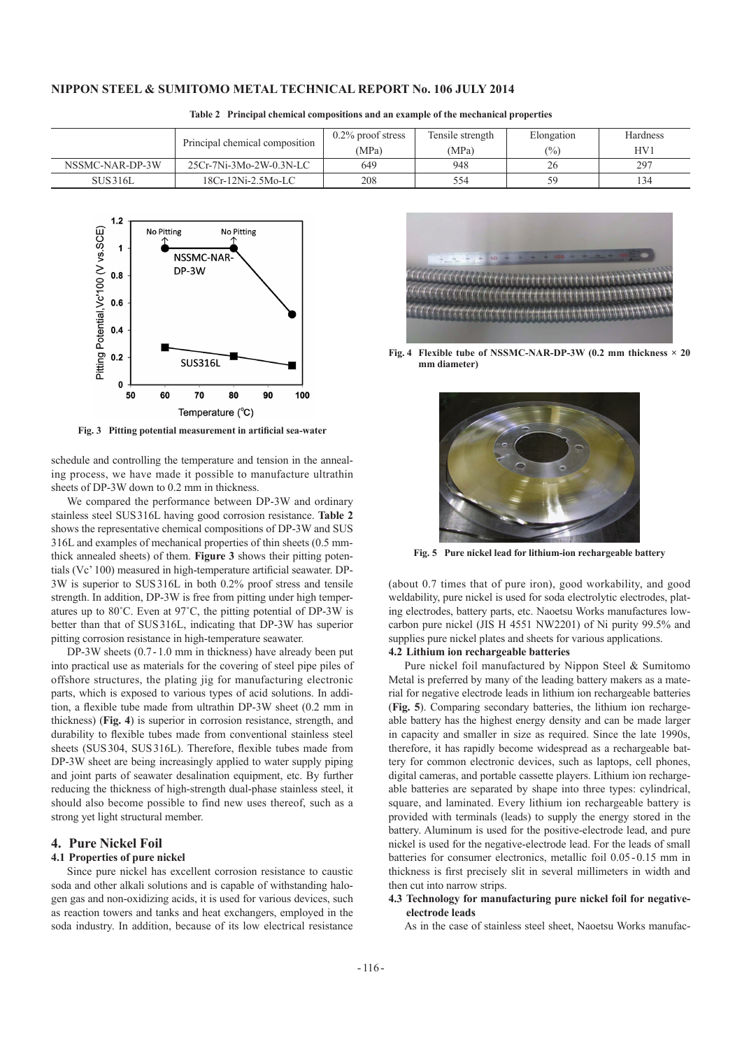**Table 2 Principal chemical compositions and an example of the mechanical properties**

| | Principal chemical composition | 0.2% proof stress (MPa) | Tensile strength (MPa) | Elongation (%) | Hardness HV1 |
|---|---|---|---|---|---|
| NSSMC-NAR-DP-3W | 25Cr-7Ni-3Mo-2W-0.3N-LC | 649 | 948 | 26 | 297 |
| SUS316L | 18Cr-12Ni-2.5Mo-LC | 208 | 554 | 59 | 134 |

**Fig. 3 Pitting potential measurement in artificial sea-water**

schedule and controlling the temperature and tension in the annealing process, we have made it possible to manufacture ultrathin sheets of DP-3W down to 0.2 mm in thickness.

We compared the performance between DP-3W and ordinary stainless steel SUS316L having good corrosion resistance. **Table 2** shows the representative chemical compositions of DP-3W and SUS 316L and examples of mechanical properties of thin sheets (0.5 mm-thick annealed sheets) of them. **Figure 3** shows their pitting potentials (Vc' 100) measured in high-temperature artificial seawater. DP-3W is superior to SUS316L in both 0.2% proof stress and tensile strength. In addition, DP-3W is free from pitting under high temperatures up to 80°C. Even at 97°C, the pitting potential of DP-3W is better than that of SUS316L, indicating that DP-3W has superior pitting corrosion resistance in high-temperature seawater.

DP-3W sheets (0.7 - 1.0 mm in thickness) have already been put into practical use as materials for the covering of steel pipe piles of offshore structures, the plating jig for manufacturing electronic parts, which is exposed to various types of acid solutions. In addition, a flexible tube made from ultrathin DP-3W sheet (0.2 mm in thickness) (**Fig. 4**) is superior in corrosion resistance, strength, and durability to flexible tubes made from conventional stainless steel sheets (SUS304, SUS316L). Therefore, flexible tubes made from DP-3W sheet are being increasingly applied to water supply piping and joint parts of seawater desalination equipment, etc. By further reducing the thickness of high-strength dual-phase stainless steel, it should also become possible to find new uses thereof, such as a strong yet light structural member.

## 4. Pure Nickel Foil

### 4.1 Properties of pure nickel

Since pure nickel has excellent corrosion resistance to caustic soda and other alkali solutions and is capable of withstanding halogen gas and non-oxidizing acids, it is used for various devices, such as reaction towers and tanks and heat exchangers, employed in the soda industry. In addition, because of its low electrical resistance

**Fig. 4 Flexible tube of NSSMC-NAR-DP-3W (0.2 mm thickness × 20 mm diameter)**

**Fig. 5 Pure nickel lead for lithium-ion rechargeable battery**

(about 0.7 times that of pure iron), good workability, and good weldability, pure nickel is used for soda electrolytic electrodes, plating electrodes, battery parts, etc. Naoetsu Works manufactures low-carbon pure nickel (JIS H 4551 NW2201) of Ni purity 99.5% and supplies pure nickel plates and sheets for various applications.

### 4.2 Lithium ion rechargeable batteries

Pure nickel foil manufactured by Nippon Steel & Sumitomo Metal is preferred by many of the leading battery makers as a material for negative electrode leads in lithium ion rechargeable batteries (**Fig. 5**). Comparing secondary batteries, the lithium ion rechargeable battery has the highest energy density and can be made larger in capacity and smaller in size as required. Since the late 1990s, therefore, it has rapidly become widespread as a rechargeable battery for common electronic devices, such as laptops, cell phones, digital cameras, and portable cassette players. Lithium ion rechargeable batteries are separated by shape into three types: cylindrical, square, and laminated. Every lithium ion rechargeable battery is provided with terminals (leads) to supply the energy stored in the battery. Aluminum is used for the positive-electrode lead, and pure nickel is used for the negative-electrode lead. For the leads of small batteries for consumer electronics, metallic foil 0.05 - 0.15 mm in thickness is first precisely slit in several millimeters in width and then cut into narrow strips.

### 4.3 Technology for manufacturing pure nickel foil for negative-electrode leads

As in the case of stainless steel sheet, Naoetsu Works manufac-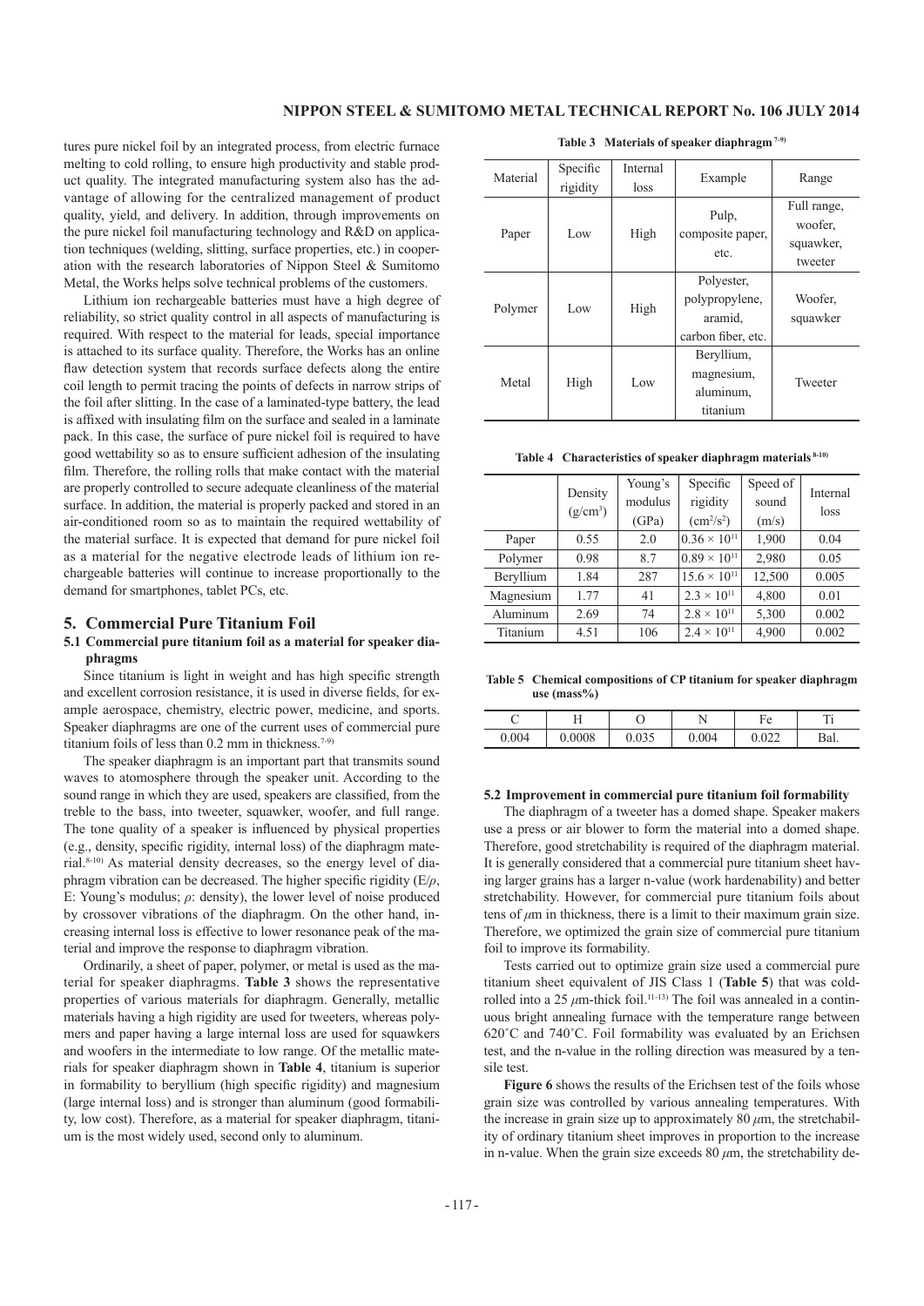tures pure nickel foil by an integrated process, from electric furnace melting to cold rolling, to ensure high productivity and stable product quality. The integrated manufacturing system also has the advantage of allowing for the centralized management of product quality, yield, and delivery. In addition, through improvements on the pure nickel foil manufacturing technology and R&D on application techniques (welding, slitting, surface properties, etc.) in cooperation with the research laboratories of Nippon Steel & Sumitomo Metal, the Works helps solve technical problems of the customers.

Lithium ion rechargeable batteries must have a high degree of reliability, so strict quality control in all aspects of manufacturing is required. With respect to the material for leads, special importance is attached to its surface quality. Therefore, the Works has an online flaw detection system that records surface defects along the entire coil length to permit tracing the points of defects in narrow strips of the foil after slitting. In the case of a laminated-type battery, the lead is affixed with insulating film on the surface and sealed in a laminate pack. In this case, the surface of pure nickel foil is required to have good wettability so as to ensure sufficient adhesion of the insulating film. Therefore, the rolling rolls that make contact with the material are properly controlled to secure adequate cleanliness of the material surface. In addition, the material is properly packed and stored in an air-conditioned room so as to maintain the required wettability of the material surface. It is expected that demand for pure nickel foil as a material for the negative electrode leads of lithium ion rechargeable batteries will continue to increase proportionally to the demand for smartphones, tablet PCs, etc.

## 5. Commercial Pure Titanium Foil

### 5.1 Commercial pure titanium foil as a material for speaker diaphragms

Since titanium is light in weight and has high specific strength and excellent corrosion resistance, it is used in diverse fields, for example aerospace, chemistry, electric power, medicine, and sports. Speaker diaphragms are one of the current uses of commercial pure titanium foils of less than 0.2 mm in thickness.[7-9)]

The speaker diaphragm is an important part that transmits sound waves to atomosphere through the speaker unit. According to the sound range in which they are used, speakers are classified, from the treble to the bass, into tweeter, squawker, woofer, and full range. The tone quality of a speaker is influenced by physical properties (e.g., density, specific rigidity, internal loss) of the diaphragm material.[8-10)] As material density decreases, so the energy level of diaphragm vibration can be decreased. The higher specific rigidity ($E/\rho$, E: Young's modulus; $\rho$: density), the lower level of noise produced by crossover vibrations of the diaphragm. On the other hand, increasing internal loss is effective to lower resonance peak of the material and improve the response to diaphragm vibration.

Ordinarily, a sheet of paper, polymer, or metal is used as the material for speaker diaphragms. **Table 3** shows the representative properties of various materials for diaphragm. Generally, metallic materials having a high rigidity are used for tweeters, whereas polymers and paper having a large internal loss are used for squawkers and woofers in the intermediate to low range. Of the metallic materials for speaker diaphragm shown in **Table 4**, titanium is superior in formability to beryllium (high specific rigidity) and magnesium (large internal loss) and is stronger than aluminum (good formability, low cost). Therefore, as a material for speaker diaphragm, titanium is the most widely used, second only to aluminum.

**Table 3 Materials of speaker diaphragm [7-9)]**

| Material | Specific rigidity | Internal loss | Example | Range |
|---|---|---|---|---|
| Paper | Low | High | Pulp, composite paper, etc. | Full range, woofer, squawker, tweeter |
| Polymer | Low | High | Polyester, polypropylene, aramid, carbon fiber, etc. | Woofer, squawker |
| Metal | High | Low | Beryllium, magnesium, aluminum, titanium | Tweeter |

**Table 4 Characteristics of speaker diaphragm materials [8-10)]**

| | Density ($g/cm^3$) | Young's modulus (GPa) | Specific rigidity ($cm^2/s^2$) | Speed of sound (m/s) | Internal loss |
|---|---|---|---|---|---|
| Paper | 0.55 | 2.0 | $0.36 \times 10^{11}$ | 1,900 | 0.04 |
| Polymer | 0.98 | 8.7 | $0.89 \times 10^{11}$ | 2,980 | 0.05 |
| Beryllium | 1.84 | 287 | $15.6 \times 10^{11}$ | 12,500 | 0.005 |
| Magnesium | 1.77 | 41 | $2.3 \times 10^{11}$ | 4,800 | 0.01 |
| Aluminum | 2.69 | 74 | $2.8 \times 10^{11}$ | 5,300 | 0.002 |
| Titanium | 4.51 | 106 | $2.4 \times 10^{11}$ | 4,900 | 0.002 |

**Table 5 Chemical compositions of CP titanium for speaker diaphragm use (mass%)**

| C | H | O | N | Fe | Ti |
|---|---|---|---|---|---|
| 0.004 | 0.0008 | 0.035 | 0.004 | 0.022 | Bal. |

### 5.2 Improvement in commercial pure titanium foil formability

The diaphragm of a tweeter has a domed shape. Speaker makers use a press or air blower to form the material into a domed shape. Therefore, good stretchability is required of the diaphragm material. It is generally considered that a commercial pure titanium sheet having larger grains has a larger n-value (work hardenability) and better stretchability. However, for commercial pure titanium foils about tens of $\mu$m in thickness, there is a limit to their maximum grain size. Therefore, we optimized the grain size of commercial pure titanium foil to improve its formability.

Tests carried out to optimize grain size used a commercial pure titanium sheet equivalent of JIS Class 1 (**Table 5**) that was cold-rolled into a 25 $\mu$m-thick foil.[11-13)] The foil was annealed in a continuous bright annealing furnace with the temperature range between 620°C and 740°C. Foil formability was evaluated by an Erichsen test, and the n-value in the rolling direction was measured by a tensile test.

**Figure 6** shows the results of the Erichsen test of the foils whose grain size was controlled by various annealing temperatures. With the increase in grain size up to approximately 80 $\mu$m, the stretchability of ordinary titanium sheet improves in proportion to the increase in n-value. When the grain size exceeds 80 $\mu$m, the stretchability de-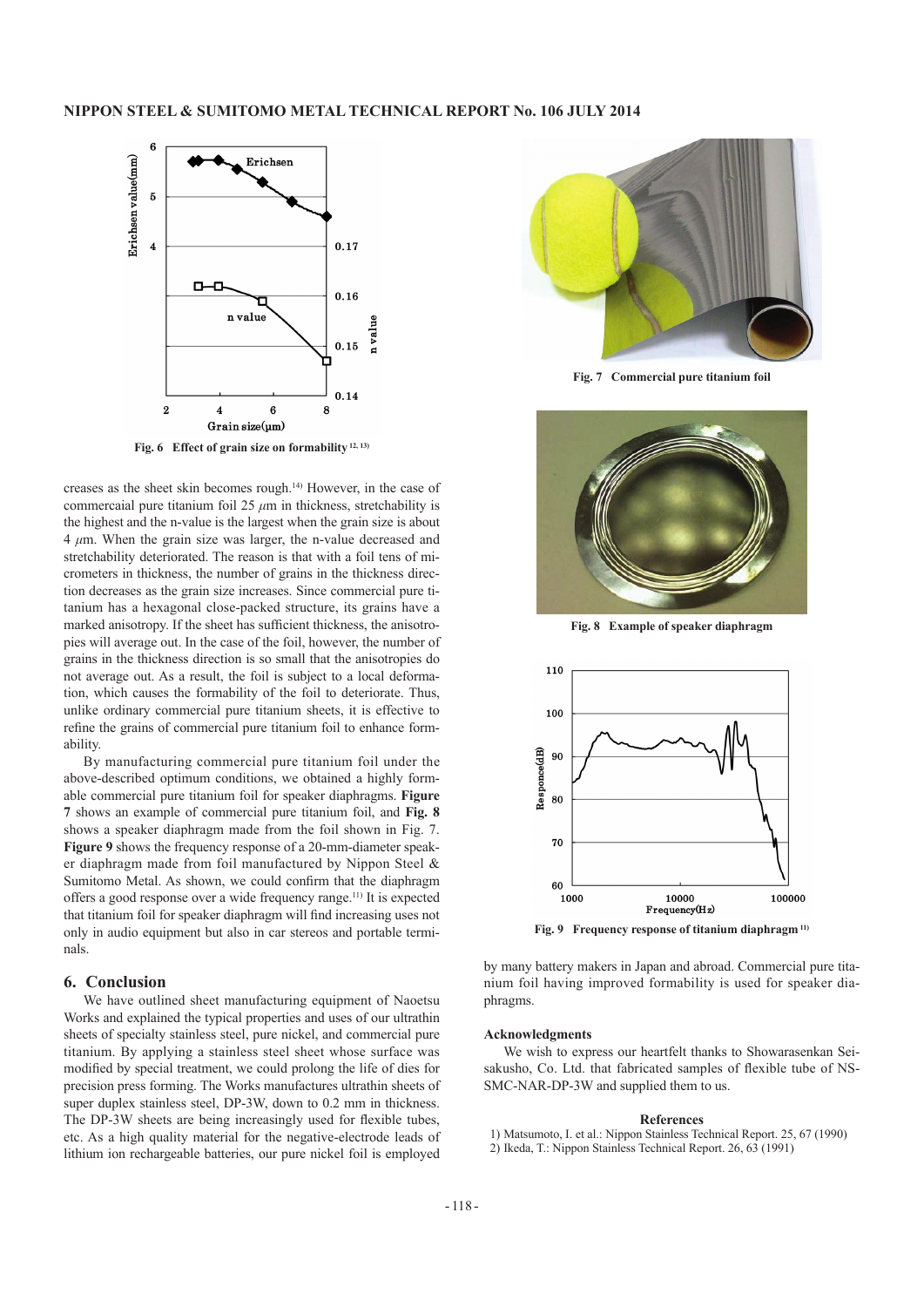Fig. 6 Effect of grain size on formability [12, 13]

Fig. 7 Commercial pure titanium foil

Fig. 8 Example of speaker diaphragm

Fig. 9 Frequency response of titanium diaphragm [11]

creases as the sheet skin becomes rough.[14] However, in the case of commercaial pure titanium foil 25 $\mu$m in thickness, stretchability is the highest and the n-value is the largest when the grain size is about 4 $\mu$m. When the grain size was larger, the n-value decreased and stretchability deteriorated. The reason is that with a foil tens of micrometers in thickness, the number of grains in the thickness direction decreases as the grain size increases. Since commercial pure titanium has a hexagonal close-packed structure, its grains have a marked anisotropy. If the sheet has sufficient thickness, the anisotropies will average out. In the case of the foil, however, the number of grains in the thickness direction is so small that the anisotropies do not average out. As a result, the foil is subject to a local deformation, which causes the formability of the foil to deteriorate. Thus, unlike ordinary commercial pure titanium sheets, it is effective to refine the grains of commercial pure titanium foil to enhance formability.

By manufacturing commercial pure titanium foil under the above-described optimum conditions, we obtained a highly formable commercial pure titanium foil for speaker diaphragms. **Figure 7** shows an example of commercial pure titanium foil, and **Fig. 8** shows a speaker diaphragm made from the foil shown in Fig. 7. **Figure 9** shows the frequency response of a 20-mm-diameter speaker diaphragm made from foil manufactured by Nippon Steel & Sumitomo Metal. As shown, we could confirm that the diaphragm offers a good response over a wide frequency range.[11] It is expected that titanium foil for speaker diaphragm will find increasing uses not only in audio equipment but also in car stereos and portable terminals.

## 6. Conclusion

We have outlined sheet manufacturing equipment of Naoetsu Works and explained the typical properties and uses of our ultrathin sheets of specialty stainless steel, pure nickel, and commercial pure titanium. By applying a stainless steel sheet whose surface was modified by special treatment, we could prolong the life of dies for precision press forming. The Works manufactures ultrathin sheets of super duplex stainless steel, DP-3W, down to 0.2 mm in thickness. The DP-3W sheets are being increasingly used for flexible tubes, etc. As a high quality material for the negative-electrode leads of lithium ion rechargeable batteries, our pure nickel foil is employed by many battery makers in Japan and abroad. Commercial pure titanium foil having improved formability is used for speaker diaphragms.

### Acknowledgments

We wish to express our heartfelt thanks to Showarasenkan Seisakusho, Co. Ltd. that fabricated samples of flexible tube of NS-SMC-NAR-DP-3W and supplied them to us.

### References

1) Matsumoto, I. et al.: Nippon Stainless Technical Report. 25, 67 (1990)
2) Ikeda, T.: Nippon Stainless Technical Report. 26, 63 (1991)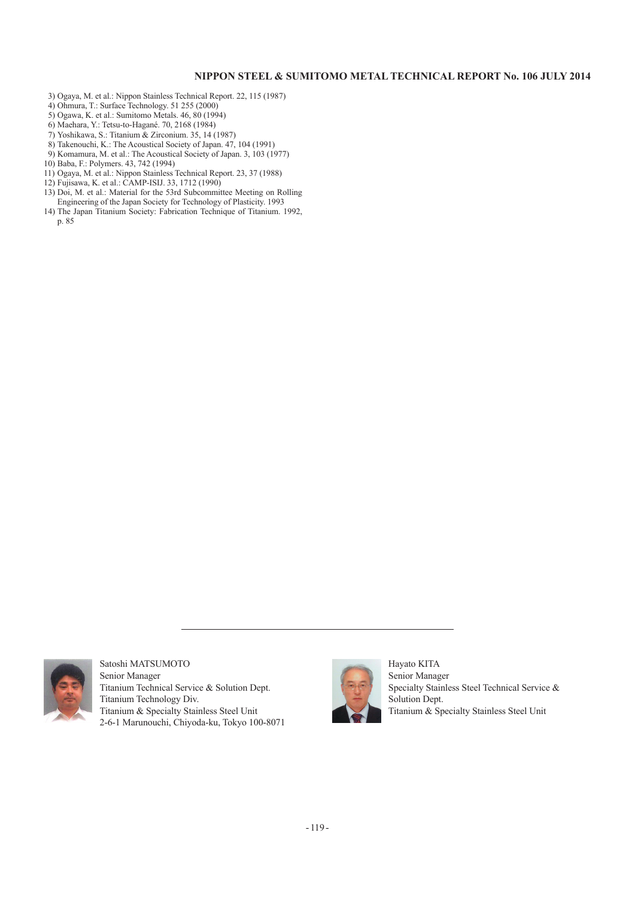3) Ogaya, M. et al.: Nippon Stainless Technical Report. 22, 115 (1987)
4) Ohmura, T.: Surface Technology. 51 255 (2000)
5) Ogawa, K. et al.: Sumitomo Metals. 46, 80 (1994)
6) Maehara, Y.: Tetsu-to-Hagané. 70, 2168 (1984)
7) Yoshikawa, S.: Titanium & Zirconium. 35, 14 (1987)
8) Takenouchi, K.: The Acoustical Society of Japan. 47, 104 (1991)
9) Komamura, M. et al.: The Acoustical Society of Japan. 3, 103 (1977)
10) Baba, F.: Polymers. 43, 742 (1994)
11) Ogaya, M. et al.: Nippon Stainless Technical Report. 23, 37 (1988)
12) Fujisawa, K. et al.: CAMP-ISIJ. 33, 1712 (1990)
13) Doi, M. et al.: Material for the 53rd Subcommittee Meeting on Rolling Engineering of the Japan Society for Technology of Plasticity. 1993
14) The Japan Titanium Society: Fabrication Technique of Titanium. 1992, p. 85

---

Satoshi MATSUMOTO
Senior Manager
Titanium Technical Service & Solution Dept.
Titanium Technology Div.
Titanium & Specialty Stainless Steel Unit
2-6-1 Marunouchi, Chiyoda-ku, Tokyo 100-8071

Hayato KITA
Senior Manager
Specialty Stainless Steel Technical Service & Solution Dept.
Titanium & Specialty Stainless Steel Unit